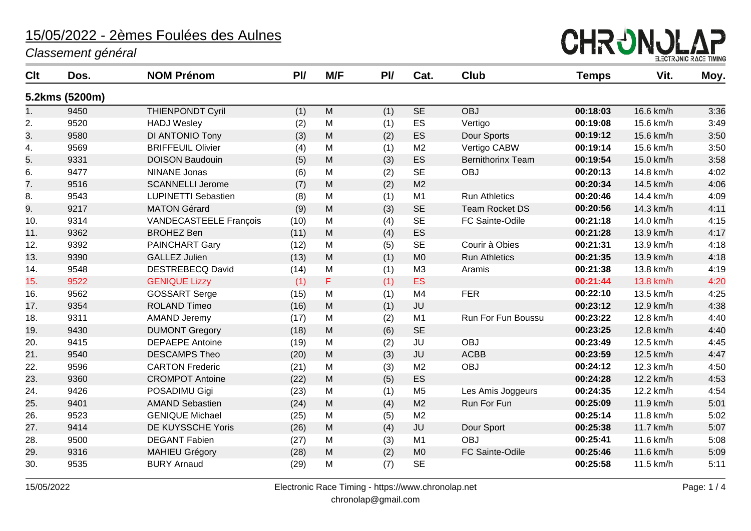# 15/05/2022 - 2èmes Foulées des Aulnes

*Classement général*

| Clt | Dos. | NOM Prénom | Pl/ | M/F | Pl/ | Cat. | Club | Temps | Vit. | Moy. |
|---|---|---|---|---|---|---|---|---|---|---|
| **5.2kms (5200m)** | | | | | | | | | | |
| 1. | 9450 | THIENPONDT Cyril | (1) | M | (1) | SE | OBJ | **00:18:03** | 16.6 km/h | 3:36 |
| 2. | 9520 | HADJ Wesley | (2) | M | (1) | ES | Vertigo | **00:19:08** | 15.6 km/h | 3:49 |
| 3. | 9580 | DI ANTONIO Tony | (3) | M | (2) | ES | Dour Sports | **00:19:12** | 15.6 km/h | 3:50 |
| 4. | 9569 | BRIFFEUIL Olivier | (4) | M | (1) | M2 | Vertigo CABW | **00:19:14** | 15.6 km/h | 3:50 |
| 5. | 9331 | DOISON Baudouin | (5) | M | (3) | ES | Bernithorinx Team | **00:19:54** | 15.0 km/h | 3:58 |
| 6. | 9477 | NINANE Jonas | (6) | M | (2) | SE | OBJ | **00:20:13** | 14.8 km/h | 4:02 |
| 7. | 9516 | SCANNELLI Jerome | (7) | M | (2) | M2 | | **00:20:34** | 14.5 km/h | 4:06 |
| 8. | 9543 | LUPINETTI Sebastien | (8) | M | (1) | M1 | Run Athletics | **00:20:46** | 14.4 km/h | 4:09 |
| 9. | 9217 | MATON Gérard | (9) | M | (3) | SE | Team Rocket DS | **00:20:56** | 14.3 km/h | 4:11 |
| 10. | 9314 | VANDECASTEELE François | (10) | M | (4) | SE | FC Sainte-Odile | **00:21:18** | 14.0 km/h | 4:15 |
| 11. | 9362 | BROHEZ Ben | (11) | M | (4) | ES | | **00:21:28** | 13.9 km/h | 4:17 |
| 12. | 9392 | PAINCHART Gary | (12) | M | (5) | SE | Courir à Obies | **00:21:31** | 13.9 km/h | 4:18 |
| 13. | 9390 | GALLEZ Julien | (13) | M | (1) | M0 | Run Athletics | **00:21:35** | 13.9 km/h | 4:18 |
| 14. | 9548 | DESTREBECQ David | (14) | M | (1) | M3 | Aramis | **00:21:38** | 13.8 km/h | 4:19 |
| 15. | 9522 | GENIQUE Lizzy | (1) | F | (1) | ES | | **00:21:44** | 13.8 km/h | 4:20 |
| 16. | 9562 | GOSSART Serge | (15) | M | (1) | M4 | FER | **00:22:10** | 13.5 km/h | 4:25 |
| 17. | 9354 | ROLAND Timeo | (16) | M | (1) | JU | | **00:23:12** | 12.9 km/h | 4:38 |
| 18. | 9311 | AMAND Jeremy | (17) | M | (2) | M1 | Run For Fun Boussu | **00:23:22** | 12.8 km/h | 4:40 |
| 19. | 9430 | DUMONT Gregory | (18) | M | (6) | SE | | **00:23:25** | 12.8 km/h | 4:40 |
| 20. | 9415 | DEPAEPE Antoine | (19) | M | (2) | JU | OBJ | **00:23:49** | 12.5 km/h | 4:45 |
| 21. | 9540 | DESCAMPS Theo | (20) | M | (3) | JU | ACBB | **00:23:59** | 12.5 km/h | 4:47 |
| 22. | 9596 | CARTON Frederic | (21) | M | (3) | M2 | OBJ | **00:24:12** | 12.3 km/h | 4:50 |
| 23. | 9360 | CROMPOT Antoine | (22) | M | (5) | ES | | **00:24:28** | 12.2 km/h | 4:53 |
| 24. | 9426 | POSADIMU Gigi | (23) | M | (1) | M5 | Les Amis Joggeurs | **00:24:35** | 12.2 km/h | 4:54 |
| 25. | 9401 | AMAND Sebastien | (24) | M | (4) | M2 | Run For Fun | **00:25:09** | 11.9 km/h | 5:01 |
| 26. | 9523 | GENIQUE Michael | (25) | M | (5) | M2 | | **00:25:14** | 11.8 km/h | 5:02 |
| 27. | 9414 | DE KUYSSCHE Yoris | (26) | M | (4) | JU | Dour Sport | **00:25:38** | 11.7 km/h | 5:07 |
| 28. | 9500 | DEGANT Fabien | (27) | M | (3) | M1 | OBJ | **00:25:41** | 11.6 km/h | 5:08 |
| 29. | 9316 | MAHIEU Grégory | (28) | M | (2) | M0 | FC Sainte-Odile | **00:25:46** | 11.6 km/h | 5:09 |
| 30. | 9535 | BURY Arnaud | (29) | M | (7) | SE | | **00:25:58** | 11.5 km/h | 5:11 |

Electronic Race Timing - https://www.chronolap.net
chronolap@gmail.com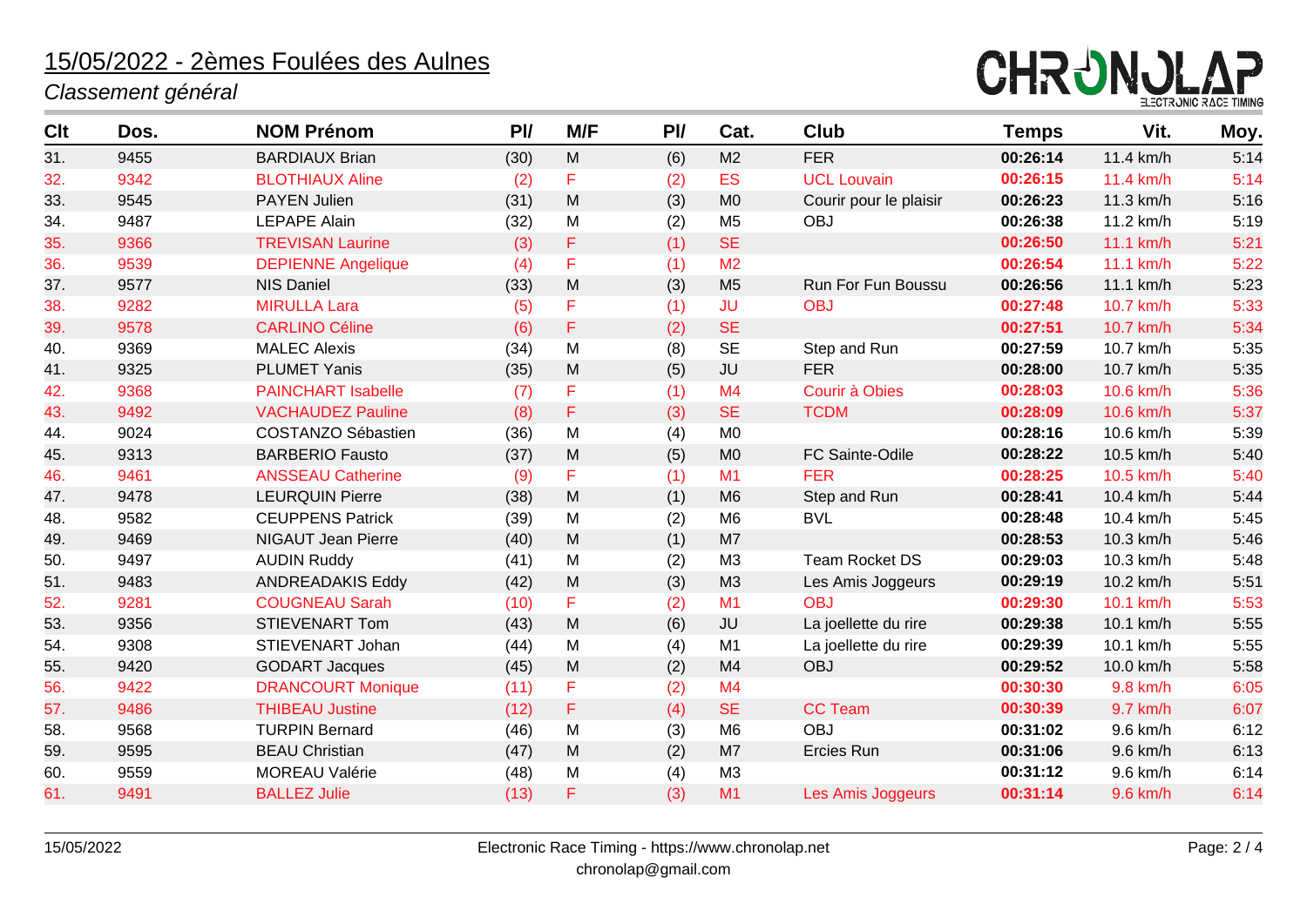# 15/05/2022 - 2èmes Foulées des Aulnes

*Classement général*

| Clt | Dos. | NOM Prénom | Pl/ | M/F | Pl/ | Cat. | Club | Temps | Vit. | Moy. |
|---|---|---|---|---|---|---|---|---|---|---|
| 31. | 9455 | BARDIAUX Brian | (30) | M | (6) | M2 | FER | **00:26:14** | 11.4 km/h | 5:14 |
| 32. | 9342 | BLOTHIAUX Aline | (2) | F | (2) | ES | UCL Louvain | **00:26:15** | 11.4 km/h | 5:14 |
| 33. | 9545 | PAYEN Julien | (31) | M | (3) | M0 | Courir pour le plaisir | **00:26:23** | 11.3 km/h | 5:16 |
| 34. | 9487 | LEPAPE Alain | (32) | M | (2) | M5 | OBJ | **00:26:38** | 11.2 km/h | 5:19 |
| 35. | 9366 | TREVISAN Laurine | (3) | F | (1) | SE | | **00:26:50** | 11.1 km/h | 5:21 |
| 36. | 9539 | DEPIENNE Angelique | (4) | F | (1) | M2 | | **00:26:54** | 11.1 km/h | 5:22 |
| 37. | 9577 | NIS Daniel | (33) | M | (3) | M5 | Run For Fun Boussu | **00:26:56** | 11.1 km/h | 5:23 |
| 38. | 9282 | MIRULLA Lara | (5) | F | (1) | JU | OBJ | **00:27:48** | 10.7 km/h | 5:33 |
| 39. | 9578 | CARLINO Céline | (6) | F | (2) | SE | | **00:27:51** | 10.7 km/h | 5:34 |
| 40. | 9369 | MALEC Alexis | (34) | M | (8) | SE | Step and Run | **00:27:59** | 10.7 km/h | 5:35 |
| 41. | 9325 | PLUMET Yanis | (35) | M | (5) | JU | FER | **00:28:00** | 10.7 km/h | 5:35 |
| 42. | 9368 | PAINCHART Isabelle | (7) | F | (1) | M4 | Courir à Obies | **00:28:03** | 10.6 km/h | 5:36 |
| 43. | 9492 | VACHAUDEZ Pauline | (8) | F | (3) | SE | TCDM | **00:28:09** | 10.6 km/h | 5:37 |
| 44. | 9024 | COSTANZO Sébastien | (36) | M | (4) | M0 | | **00:28:16** | 10.6 km/h | 5:39 |
| 45. | 9313 | BARBERIO Fausto | (37) | M | (5) | M0 | FC Sainte-Odile | **00:28:22** | 10.5 km/h | 5:40 |
| 46. | 9461 | ANSSEAU Catherine | (9) | F | (1) | M1 | FER | **00:28:25** | 10.5 km/h | 5:40 |
| 47. | 9478 | LEURQUIN Pierre | (38) | M | (1) | M6 | Step and Run | **00:28:41** | 10.4 km/h | 5:44 |
| 48. | 9582 | CEUPPENS Patrick | (39) | M | (2) | M6 | BVL | **00:28:48** | 10.4 km/h | 5:45 |
| 49. | 9469 | NIGAUT Jean Pierre | (40) | M | (1) | M7 | | **00:28:53** | 10.3 km/h | 5:46 |
| 50. | 9497 | AUDIN Ruddy | (41) | M | (2) | M3 | Team Rocket DS | **00:29:03** | 10.3 km/h | 5:48 |
| 51. | 9483 | ANDREADAKIS Eddy | (42) | M | (3) | M3 | Les Amis Joggeurs | **00:29:19** | 10.2 km/h | 5:51 |
| 52. | 9281 | COUGNEAU Sarah | (10) | F | (2) | M1 | OBJ | **00:29:30** | 10.1 km/h | 5:53 |
| 53. | 9356 | STIEVENART Tom | (43) | M | (6) | JU | La joellette du rire | **00:29:38** | 10.1 km/h | 5:55 |
| 54. | 9308 | STIEVENART Johan | (44) | M | (4) | M1 | La joellette du rire | **00:29:39** | 10.1 km/h | 5:55 |
| 55. | 9420 | GODART Jacques | (45) | M | (2) | M4 | OBJ | **00:29:52** | 10.0 km/h | 5:58 |
| 56. | 9422 | DRANCOURT Monique | (11) | F | (2) | M4 | | **00:30:30** | 9.8 km/h | 6:05 |
| 57. | 9486 | THIBEAU Justine | (12) | F | (4) | SE | CC Team | **00:30:39** | 9.7 km/h | 6:07 |
| 58. | 9568 | TURPIN Bernard | (46) | M | (3) | M6 | OBJ | **00:31:02** | 9.6 km/h | 6:12 |
| 59. | 9595 | BEAU Christian | (47) | M | (2) | M7 | Ercies Run | **00:31:06** | 9.6 km/h | 6:13 |
| 60. | 9559 | MOREAU Valérie | (48) | M | (4) | M3 | | **00:31:12** | 9.6 km/h | 6:14 |
| 61. | 9491 | BALLEZ Julie | (13) | F | (3) | M1 | Les Amis Joggeurs | **00:31:14** | 9.6 km/h | 6:14 |

15/05/2022 — Electronic Race Timing - https://www.chronolap.net — chronolap@gmail.com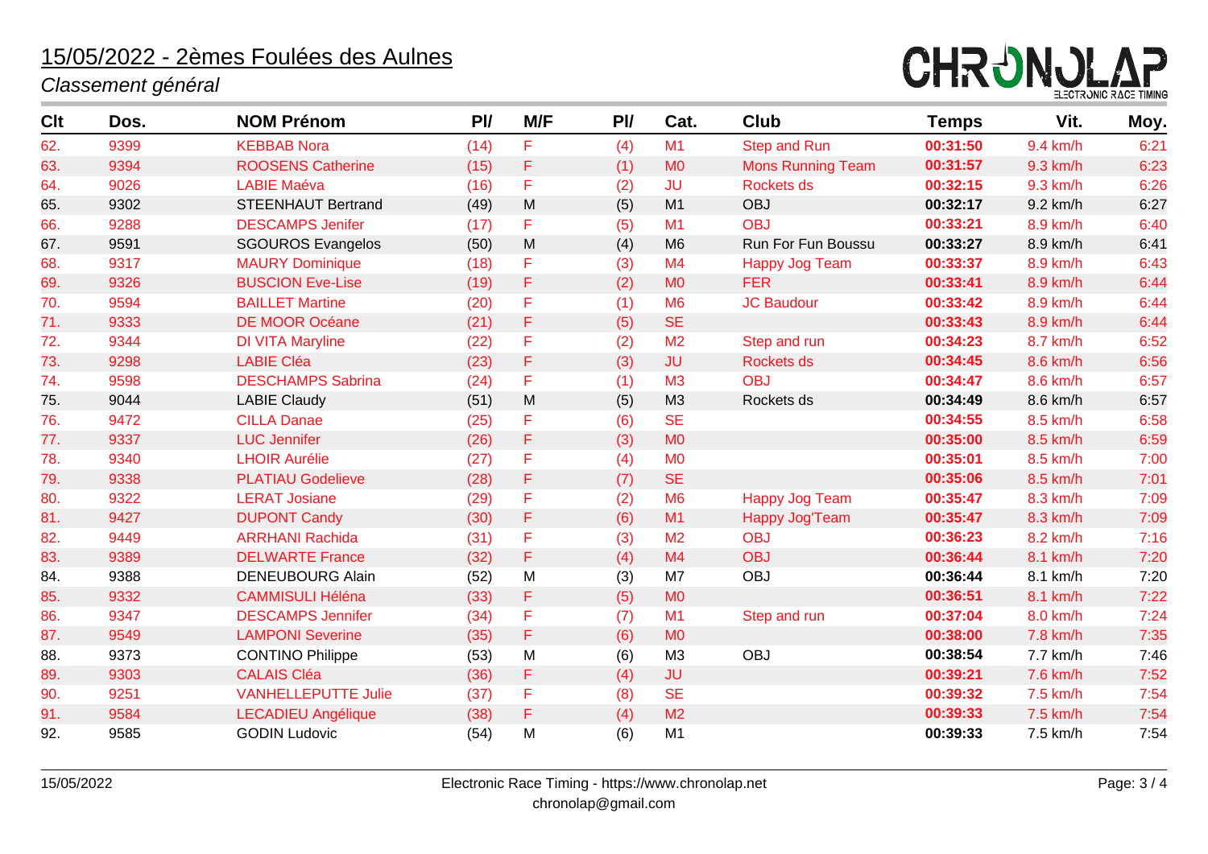# 15/05/2022 - 2èmes Foulées des Aulnes

*Classement général*

| Clt | Dos. | NOM Prénom | Pl/ | M/F | Pl/ | Cat. | Club | Temps | Vit. | Moy. |
|---|---|---|---|---|---|---|---|---|---|---|
| 62. | 9399 | KEBBAB Nora | (14) | F | (4) | M1 | Step and Run | **00:31:50** | 9.4 km/h | 6:21 |
| 63. | 9394 | ROOSENS Catherine | (15) | F | (1) | M0 | Mons Running Team | **00:31:57** | 9.3 km/h | 6:23 |
| 64. | 9026 | LABIE Maéva | (16) | F | (2) | JU | Rockets ds | **00:32:15** | 9.3 km/h | 6:26 |
| 65. | 9302 | STEENHAUT Bertrand | (49) | M | (5) | M1 | OBJ | **00:32:17** | 9.2 km/h | 6:27 |
| 66. | 9288 | DESCAMPS Jenifer | (17) | F | (5) | M1 | OBJ | **00:33:21** | 8.9 km/h | 6:40 |
| 67. | 9591 | SGOUROS Evangelos | (50) | M | (4) | M6 | Run For Fun Boussu | **00:33:27** | 8.9 km/h | 6:41 |
| 68. | 9317 | MAURY Dominique | (18) | F | (3) | M4 | Happy Jog Team | **00:33:37** | 8.9 km/h | 6:43 |
| 69. | 9326 | BUSCION Eve-Lise | (19) | F | (2) | M0 | FER | **00:33:41** | 8.9 km/h | 6:44 |
| 70. | 9594 | BAILLET Martine | (20) | F | (1) | M6 | JC Baudour | **00:33:42** | 8.9 km/h | 6:44 |
| 71. | 9333 | DE MOOR Océane | (21) | F | (5) | SE | | **00:33:43** | 8.9 km/h | 6:44 |
| 72. | 9344 | DI VITA Maryline | (22) | F | (2) | M2 | Step and run | **00:34:23** | 8.7 km/h | 6:52 |
| 73. | 9298 | LABIE Cléa | (23) | F | (3) | JU | Rockets ds | **00:34:45** | 8.6 km/h | 6:56 |
| 74. | 9598 | DESCHAMPS Sabrina | (24) | F | (1) | M3 | OBJ | **00:34:47** | 8.6 km/h | 6:57 |
| 75. | 9044 | LABIE Claudy | (51) | M | (5) | M3 | Rockets ds | **00:34:49** | 8.6 km/h | 6:57 |
| 76. | 9472 | CILLA Danae | (25) | F | (6) | SE | | **00:34:55** | 8.5 km/h | 6:58 |
| 77. | 9337 | LUC Jennifer | (26) | F | (3) | M0 | | **00:35:00** | 8.5 km/h | 6:59 |
| 78. | 9340 | LHOIR Aurélie | (27) | F | (4) | M0 | | **00:35:01** | 8.5 km/h | 7:00 |
| 79. | 9338 | PLATIAU Godelieve | (28) | F | (7) | SE | | **00:35:06** | 8.5 km/h | 7:01 |
| 80. | 9322 | LERAT Josiane | (29) | F | (2) | M6 | Happy Jog Team | **00:35:47** | 8.3 km/h | 7:09 |
| 81. | 9427 | DUPONT Candy | (30) | F | (6) | M1 | Happy Jog'Team | **00:35:47** | 8.3 km/h | 7:09 |
| 82. | 9449 | ARRHANI Rachida | (31) | F | (3) | M2 | OBJ | **00:36:23** | 8.2 km/h | 7:16 |
| 83. | 9389 | DELWARTE France | (32) | F | (4) | M4 | OBJ | **00:36:44** | 8.1 km/h | 7:20 |
| 84. | 9388 | DENEUBOURG Alain | (52) | M | (3) | M7 | OBJ | **00:36:44** | 8.1 km/h | 7:20 |
| 85. | 9332 | CAMMISULI Héléna | (33) | F | (5) | M0 | | **00:36:51** | 8.1 km/h | 7:22 |
| 86. | 9347 | DESCAMPS Jennifer | (34) | F | (7) | M1 | Step and run | **00:37:04** | 8.0 km/h | 7:24 |
| 87. | 9549 | LAMPONI Severine | (35) | F | (6) | M0 | | **00:38:00** | 7.8 km/h | 7:35 |
| 88. | 9373 | CONTINO Philippe | (53) | M | (6) | M3 | OBJ | **00:38:54** | 7.7 km/h | 7:46 |
| 89. | 9303 | CALAIS Cléa | (36) | F | (4) | JU | | **00:39:21** | 7.6 km/h | 7:52 |
| 90. | 9251 | VANHELLEPUTTE Julie | (37) | F | (8) | SE | | **00:39:32** | 7.5 km/h | 7:54 |
| 91. | 9584 | LECADIEU Angélique | (38) | F | (4) | M2 | | **00:39:33** | 7.5 km/h | 7:54 |
| 92. | 9585 | GODIN Ludovic | (54) | M | (6) | M1 | | **00:39:33** | 7.5 km/h | 7:54 |

15/05/2022

Electronic Race Timing - https://www.chronolap.net
chronolap@gmail.com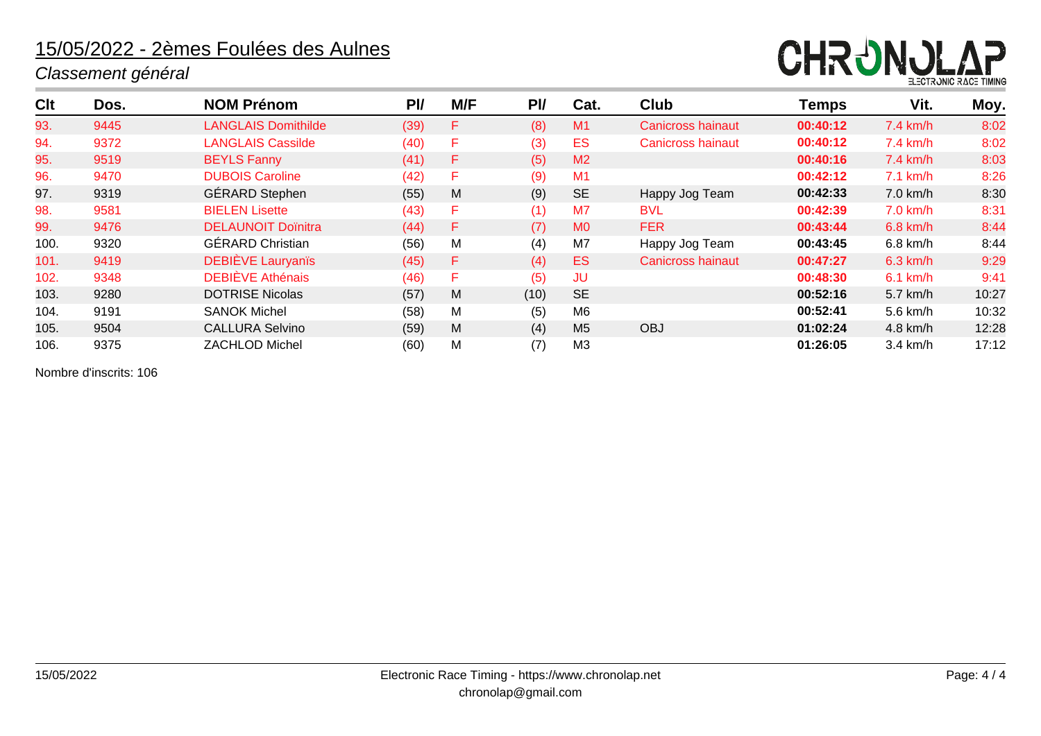# 15/05/2022 - 2èmes Foulées des Aulnes

*Classement général*

| Clt | Dos. | NOM Prénom | Pl/ | M/F | Pl/ | Cat. | Club | Temps | Vit. | Moy. |
|---|---|---|---|---|---|---|---|---|---|---|
| 93. | 9445 | LANGLAIS Domithilde | (39) | F | (8) | M1 | Canicross hainaut | **00:40:12** | 7.4 km/h | 8:02 |
| 94. | 9372 | LANGLAIS Cassilde | (40) | F | (3) | ES | Canicross hainaut | **00:40:12** | 7.4 km/h | 8:02 |
| 95. | 9519 | BEYLS Fanny | (41) | F | (5) | M2 | | **00:40:16** | 7.4 km/h | 8:03 |
| 96. | 9470 | DUBOIS Caroline | (42) | F | (9) | M1 | | **00:42:12** | 7.1 km/h | 8:26 |
| 97. | 9319 | GÉRARD Stephen | (55) | M | (9) | SE | Happy Jog Team | **00:42:33** | 7.0 km/h | 8:30 |
| 98. | 9581 | BIELEN Lisette | (43) | F | (1) | M7 | BVL | **00:42:39** | 7.0 km/h | 8:31 |
| 99. | 9476 | DELAUNOIT Doïnitra | (44) | F | (7) | M0 | FER | **00:43:44** | 6.8 km/h | 8:44 |
| 100. | 9320 | GÉRARD Christian | (56) | M | (4) | M7 | Happy Jog Team | **00:43:45** | 6.8 km/h | 8:44 |
| 101. | 9419 | DEBIÈVE Lauryanïs | (45) | F | (4) | ES | Canicross hainaut | **00:47:27** | 6.3 km/h | 9:29 |
| 102. | 9348 | DEBIÈVE Athénais | (46) | F | (5) | JU | | **00:48:30** | 6.1 km/h | 9:41 |
| 103. | 9280 | DOTRISE Nicolas | (57) | M | (10) | SE | | **00:52:16** | 5.7 km/h | 10:27 |
| 104. | 9191 | SANOK Michel | (58) | M | (5) | M6 | | **00:52:41** | 5.6 km/h | 10:32 |
| 105. | 9504 | CALLURA Selvino | (59) | M | (4) | M5 | OBJ | **01:02:24** | 4.8 km/h | 12:28 |
| 106. | 9375 | ZACHLOD Michel | (60) | M | (7) | M3 | | **01:26:05** | 3.4 km/h | 17:12 |

Nombre d'inscrits: 106